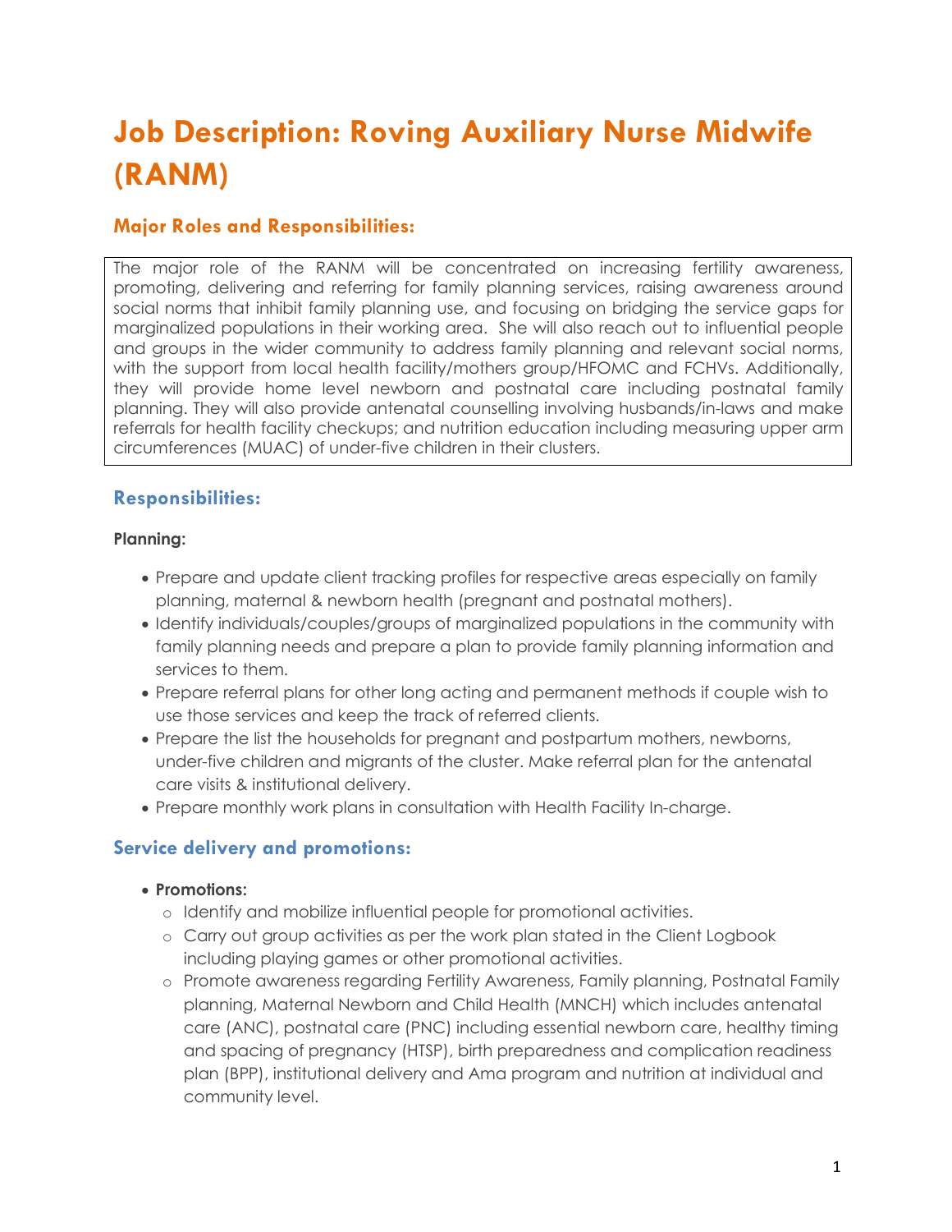# Job Description: Roving Auxiliary Nurse Midwife (RANM)

## Major Roles and Responsibilities:

The major role of the RANM will be concentrated on increasing fertility awareness, promoting, delivering and referring for family planning services, raising awareness around social norms that inhibit family planning use, and focusing on bridging the service gaps for marginalized populations in their working area. She will also reach out to influential people and groups in the wider community to address family planning and relevant social norms, with the support from local health facility/mothers group/HFOMC and FCHVs. Additionally, they will provide home level newborn and postnatal care including postnatal family planning. They will also provide antenatal counselling involving husbands/in-laws and make referrals for health facility checkups; and nutrition education including measuring upper arm circumferences (MUAC) of under-five children in their clusters.

## Responsibilities:

**Planning:**

- Prepare and update client tracking profiles for respective areas especially on family planning, maternal & newborn health (pregnant and postnatal mothers).
- Identify individuals/couples/groups of marginalized populations in the community with family planning needs and prepare a plan to provide family planning information and services to them.
- Prepare referral plans for other long acting and permanent methods if couple wish to use those services and keep the track of referred clients.
- Prepare the list the households for pregnant and postpartum mothers, newborns, under-five children and migrants of the cluster. Make referral plan for the antenatal care visits & institutional delivery.
- Prepare monthly work plans in consultation with Health Facility In-charge.

## Service delivery and promotions:

- **Promotions:**
  - Identify and mobilize influential people for promotional activities.
  - Carry out group activities as per the work plan stated in the Client Logbook including playing games or other promotional activities.
  - Promote awareness regarding Fertility Awareness, Family planning, Postnatal Family planning, Maternal Newborn and Child Health (MNCH) which includes antenatal care (ANC), postnatal care (PNC) including essential newborn care, healthy timing and spacing of pregnancy (HTSP), birth preparedness and complication readiness plan (BPP), institutional delivery and Ama program and nutrition at individual and community level.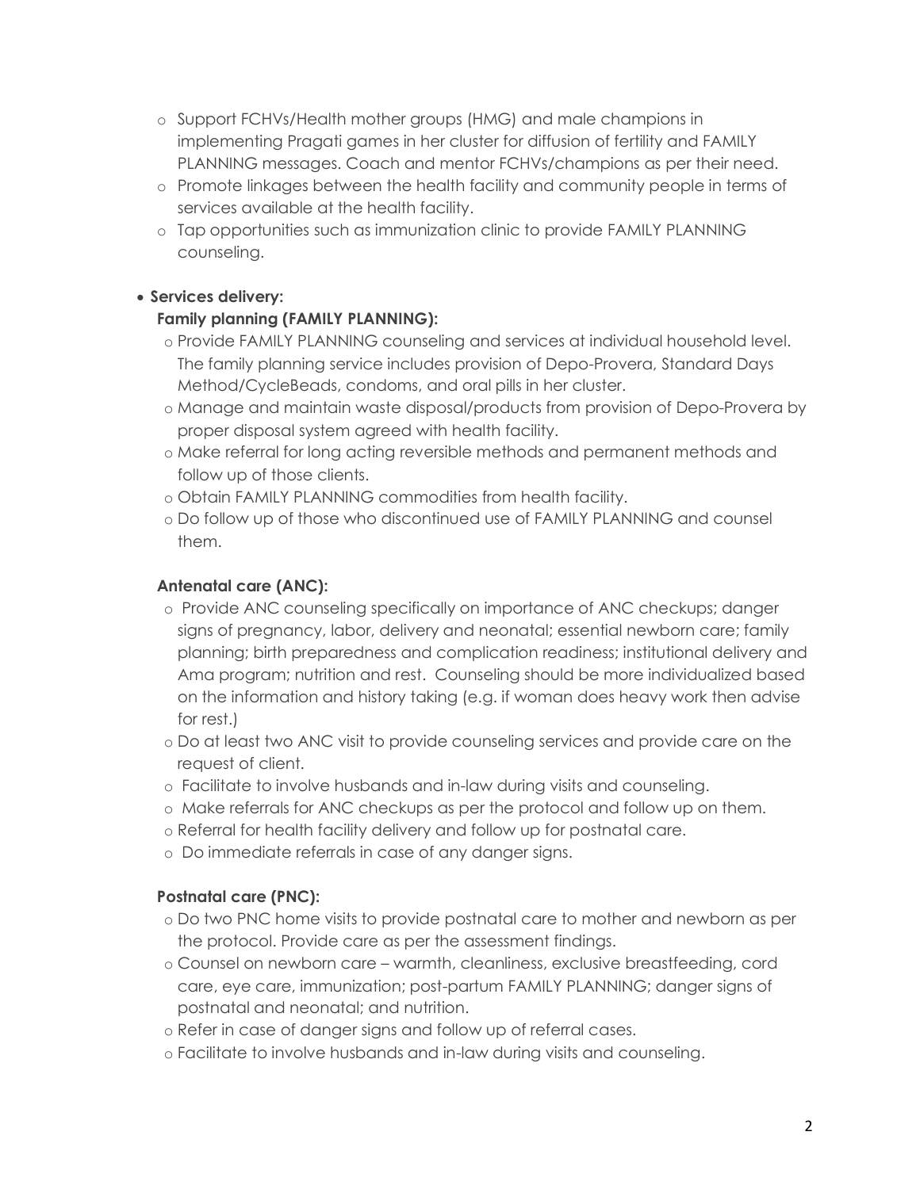- Support FCHVs/Health mother groups (HMG) and male champions in implementing Pragati games in her cluster for diffusion of fertility and FAMILY PLANNING messages. Coach and mentor FCHVs/champions as per their need.
- Promote linkages between the health facility and community people in terms of services available at the health facility.
- Tap opportunities such as immunization clinic to provide FAMILY PLANNING counseling.

- **Services delivery:**

  **Family planning (FAMILY PLANNING):**

  - Provide FAMILY PLANNING counseling and services at individual household level. The family planning service includes provision of Depo-Provera, Standard Days Method/CycleBeads, condoms, and oral pills in her cluster.
  - Manage and maintain waste disposal/products from provision of Depo-Provera by proper disposal system agreed with health facility.
  - Make referral for long acting reversible methods and permanent methods and follow up of those clients.
  - Obtain FAMILY PLANNING commodities from health facility.
  - Do follow up of those who discontinued use of FAMILY PLANNING and counsel them.

  **Antenatal care (ANC):**

  - Provide ANC counseling specifically on importance of ANC checkups; danger signs of pregnancy, labor, delivery and neonatal; essential newborn care; family planning; birth preparedness and complication readiness; institutional delivery and Ama program; nutrition and rest. Counseling should be more individualized based on the information and history taking (e.g. if woman does heavy work then advise for rest.)
  - Do at least two ANC visit to provide counseling services and provide care on the request of client.
  - Facilitate to involve husbands and in-law during visits and counseling.
  - Make referrals for ANC checkups as per the protocol and follow up on them.
  - Referral for health facility delivery and follow up for postnatal care.
  - Do immediate referrals in case of any danger signs.

  **Postnatal care (PNC):**

  - Do two PNC home visits to provide postnatal care to mother and newborn as per the protocol. Provide care as per the assessment findings.
  - Counsel on newborn care – warmth, cleanliness, exclusive breastfeeding, cord care, eye care, immunization; post-partum FAMILY PLANNING; danger signs of postnatal and neonatal; and nutrition.
  - Refer in case of danger signs and follow up of referral cases.
  - Facilitate to involve husbands and in-law during visits and counseling.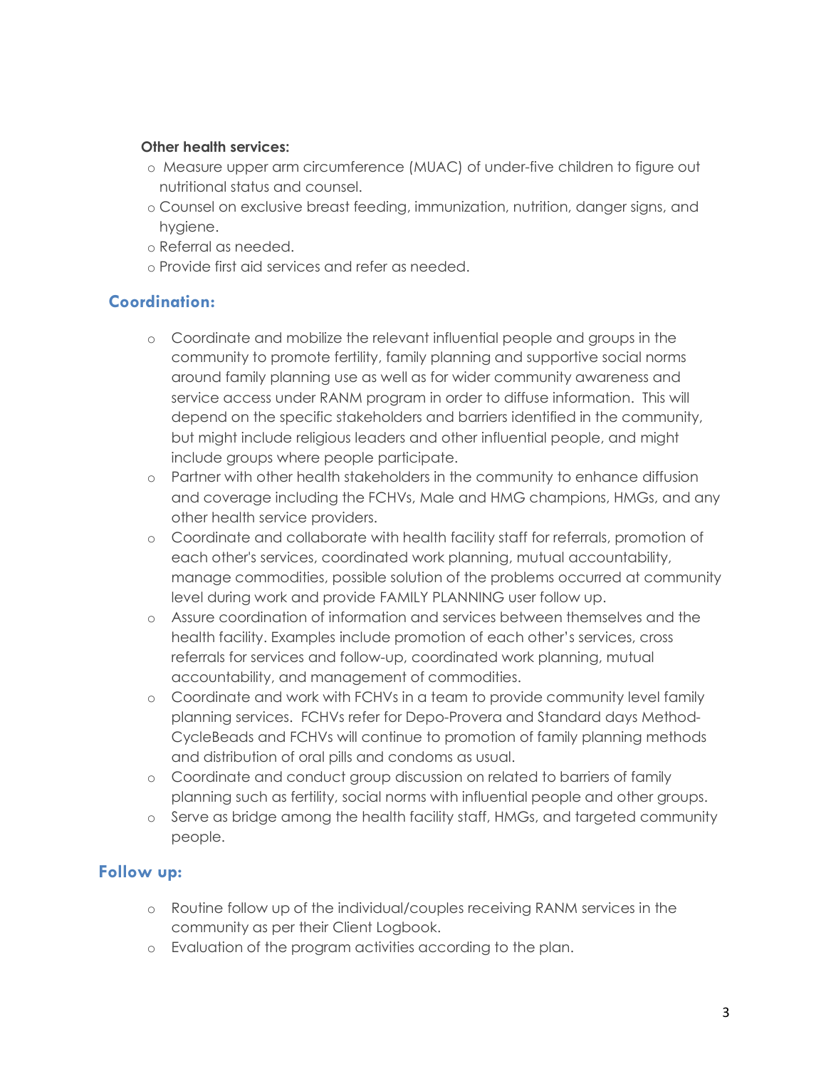**Other health services:**

- Measure upper arm circumference (MUAC) of under-five children to figure out nutritional status and counsel.
- Counsel on exclusive breast feeding, immunization, nutrition, danger signs, and hygiene.
- Referral as needed.
- Provide first aid services and refer as needed.

## Coordination:

- Coordinate and mobilize the relevant influential people and groups in the community to promote fertility, family planning and supportive social norms around family planning use as well as for wider community awareness and service access under RANM program in order to diffuse information. This will depend on the specific stakeholders and barriers identified in the community, but might include religious leaders and other influential people, and might include groups where people participate.
- Partner with other health stakeholders in the community to enhance diffusion and coverage including the FCHVs, Male and HMG champions, HMGs, and any other health service providers.
- Coordinate and collaborate with health facility staff for referrals, promotion of each other's services, coordinated work planning, mutual accountability, manage commodities, possible solution of the problems occurred at community level during work and provide FAMILY PLANNING user follow up.
- Assure coordination of information and services between themselves and the health facility. Examples include promotion of each other's services, cross referrals for services and follow-up, coordinated work planning, mutual accountability, and management of commodities.
- Coordinate and work with FCHVs in a team to provide community level family planning services. FCHVs refer for Depo-Provera and Standard days Method-CycleBeads and FCHVs will continue to promotion of family planning methods and distribution of oral pills and condoms as usual.
- Coordinate and conduct group discussion on related to barriers of family planning such as fertility, social norms with influential people and other groups.
- Serve as bridge among the health facility staff, HMGs, and targeted community people.

## Follow up:

- Routine follow up of the individual/couples receiving RANM services in the community as per their Client Logbook.
- Evaluation of the program activities according to the plan.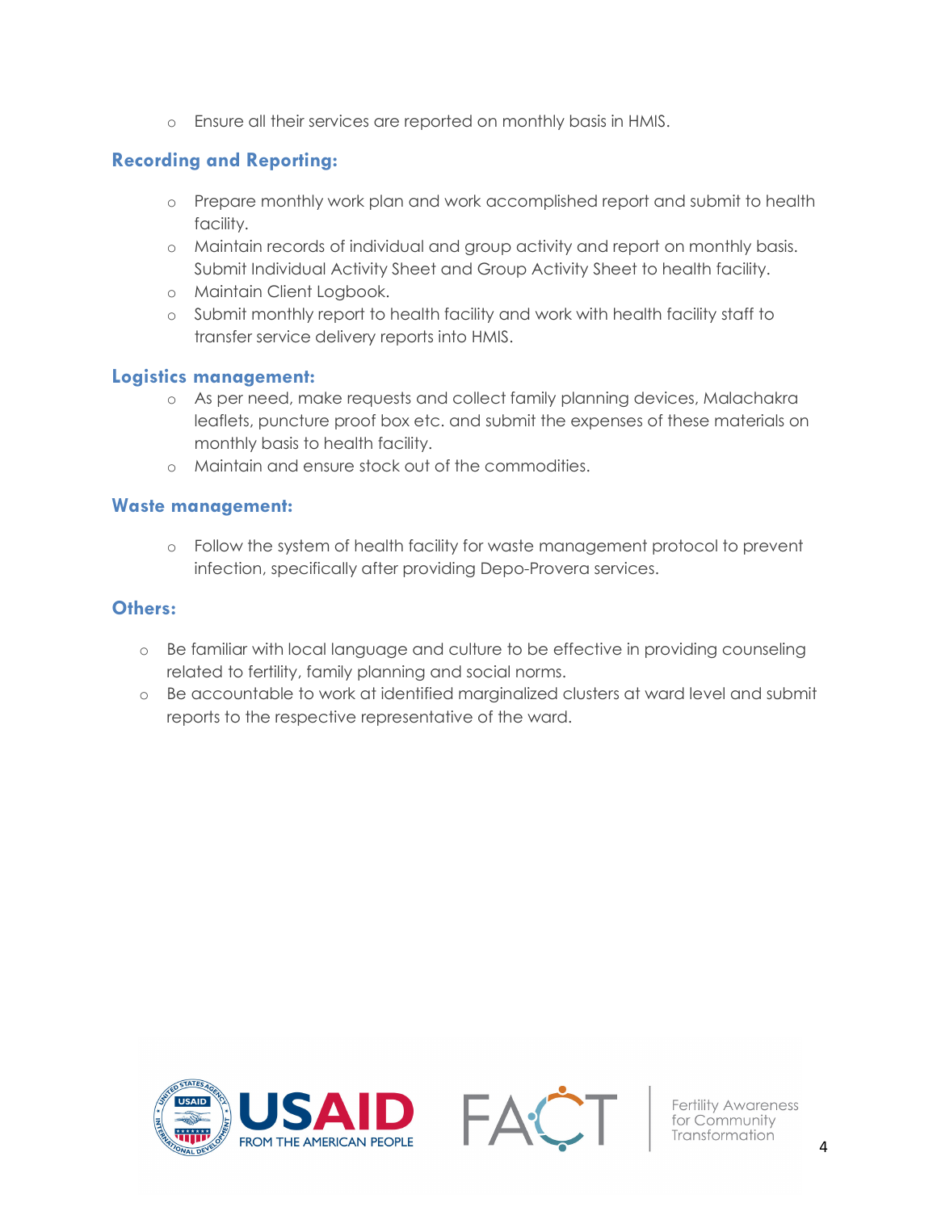- Ensure all their services are reported on monthly basis in HMIS.

### Recording and Reporting:

- Prepare monthly work plan and work accomplished report and submit to health facility.
- Maintain records of individual and group activity and report on monthly basis. Submit Individual Activity Sheet and Group Activity Sheet to health facility.
- Maintain Client Logbook.
- Submit monthly report to health facility and work with health facility staff to transfer service delivery reports into HMIS.

### Logistics management:

- As per need, make requests and collect family planning devices, Malachakra leaflets, puncture proof box etc. and submit the expenses of these materials on monthly basis to health facility.
- Maintain and ensure stock out of the commodities.

### Waste management:

- Follow the system of health facility for waste management protocol to prevent infection, specifically after providing Depo-Provera services.

### Others:

- Be familiar with local language and culture to be effective in providing counseling related to fertility, family planning and social norms.
- Be accountable to work at identified marginalized clusters at ward level and submit reports to the respective representative of the ward.